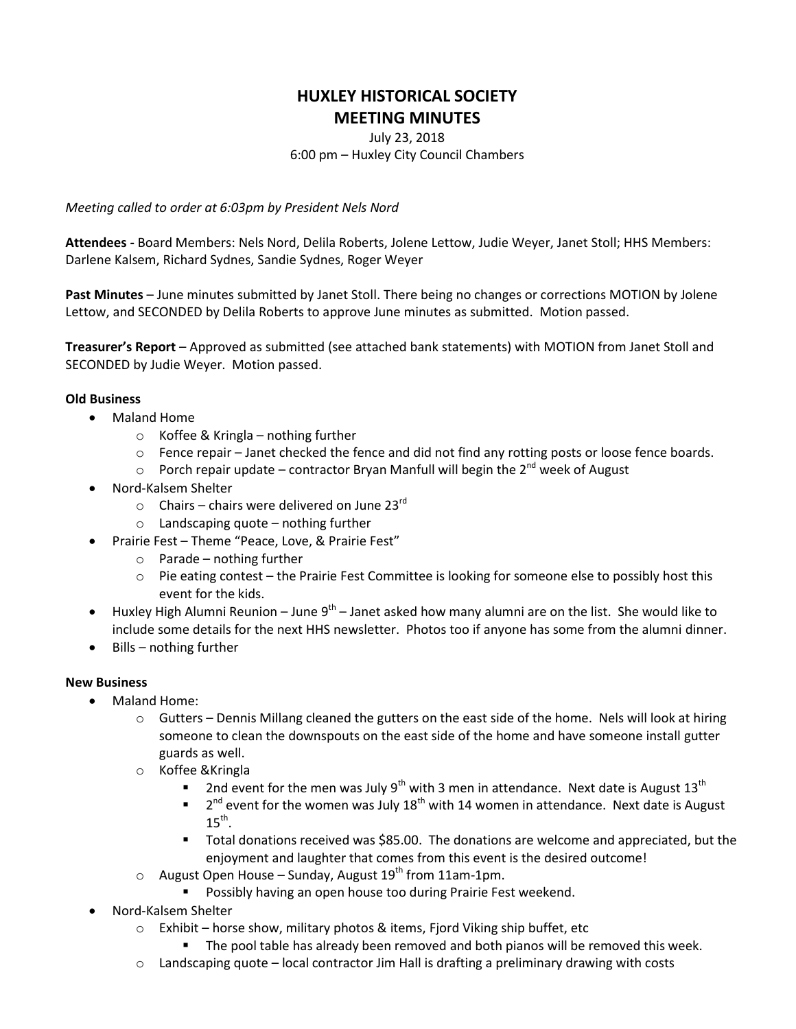# HUXLEY HISTORICAL SOCIETY
# MEETING MINUTES

July 23, 2018
6:00 pm – Huxley City Council Chambers

*Meeting called to order at 6:03pm by President Nels Nord*

**Attendees -** Board Members: Nels Nord, Delila Roberts, Jolene Lettow, Judie Weyer, Janet Stoll; HHS Members: Darlene Kalsem, Richard Sydnes, Sandie Sydnes, Roger Weyer

**Past Minutes** – June minutes submitted by Janet Stoll. There being no changes or corrections MOTION by Jolene Lettow, and SECONDED by Delila Roberts to approve June minutes as submitted. Motion passed.

**Treasurer's Report** – Approved as submitted (see attached bank statements) with MOTION from Janet Stoll and SECONDED by Judie Weyer. Motion passed.

**Old Business**

- Maland Home
  - Koffee & Kringla – nothing further
  - Fence repair – Janet checked the fence and did not find any rotting posts or loose fence boards.
  - Porch repair update – contractor Bryan Manfull will begin the 2nd week of August
- Nord-Kalsem Shelter
  - Chairs – chairs were delivered on June 23rd
  - Landscaping quote – nothing further
- Prairie Fest – Theme "Peace, Love, & Prairie Fest"
  - Parade – nothing further
  - Pie eating contest – the Prairie Fest Committee is looking for someone else to possibly host this event for the kids.
- Huxley High Alumni Reunion – June 9th – Janet asked how many alumni are on the list. She would like to include some details for the next HHS newsletter. Photos too if anyone has some from the alumni dinner.
- Bills – nothing further

**New Business**

- Maland Home:
  - Gutters – Dennis Millang cleaned the gutters on the east side of the home. Nels will look at hiring someone to clean the downspouts on the east side of the home and have someone install gutter guards as well.
  - Koffee &Kringla
    - 2nd event for the men was July 9th with 3 men in attendance. Next date is August 13th
    - 2nd event for the women was July 18th with 14 women in attendance. Next date is August 15th.
    - Total donations received was $85.00. The donations are welcome and appreciated, but the enjoyment and laughter that comes from this event is the desired outcome!
  - August Open House – Sunday, August 19th from 11am-1pm.
    - Possibly having an open house too during Prairie Fest weekend.
- Nord-Kalsem Shelter
  - Exhibit – horse show, military photos & items, Fjord Viking ship buffet, etc
    - The pool table has already been removed and both pianos will be removed this week.
  - Landscaping quote – local contractor Jim Hall is drafting a preliminary drawing with costs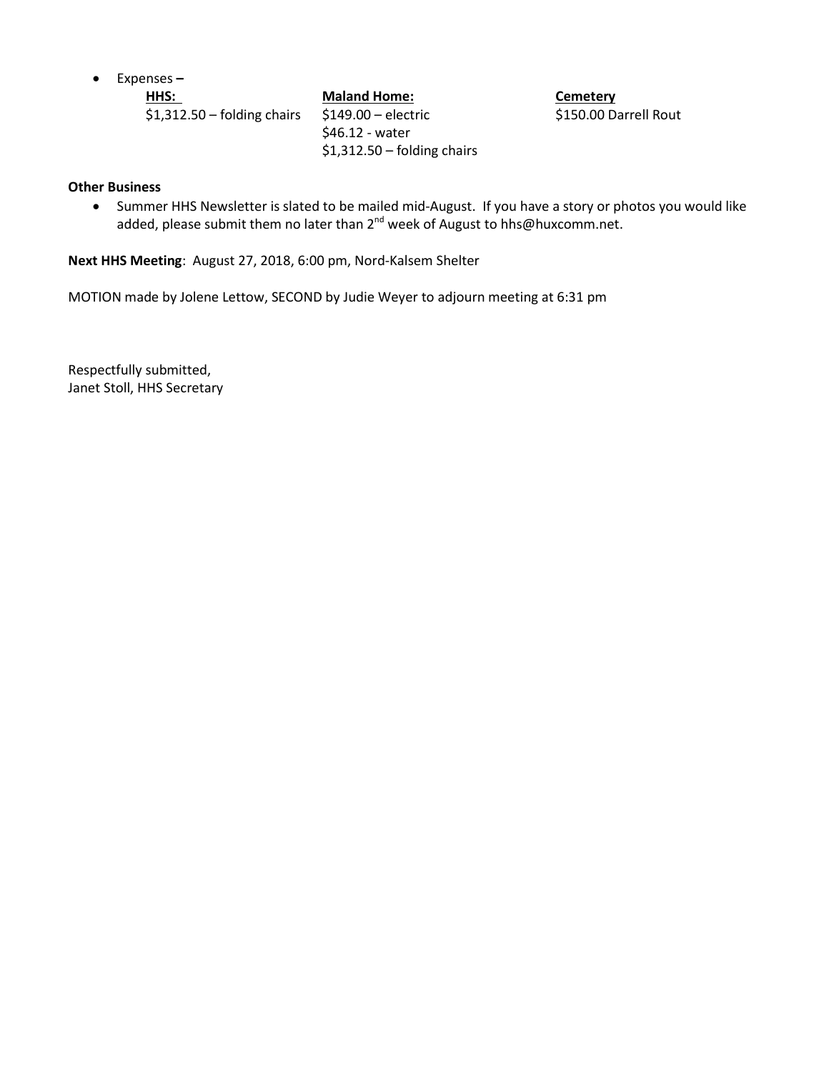- Expenses –

| HHS: | Maland Home: | Cemetery |
|---|---|---|
| $1,312.50 – folding chairs | $149.00 – electric | $150.00 Darrell Rout |
| | $46.12 - water | |
| | $1,312.50 – folding chairs | |

**Other Business**

- Summer HHS Newsletter is slated to be mailed mid-August. If you have a story or photos you would like added, please submit them no later than 2nd week of August to hhs@huxcomm.net.

**Next HHS Meeting**: August 27, 2018, 6:00 pm, Nord-Kalsem Shelter

MOTION made by Jolene Lettow, SECOND by Judie Weyer to adjourn meeting at 6:31 pm

Respectfully submitted,
Janet Stoll, HHS Secretary